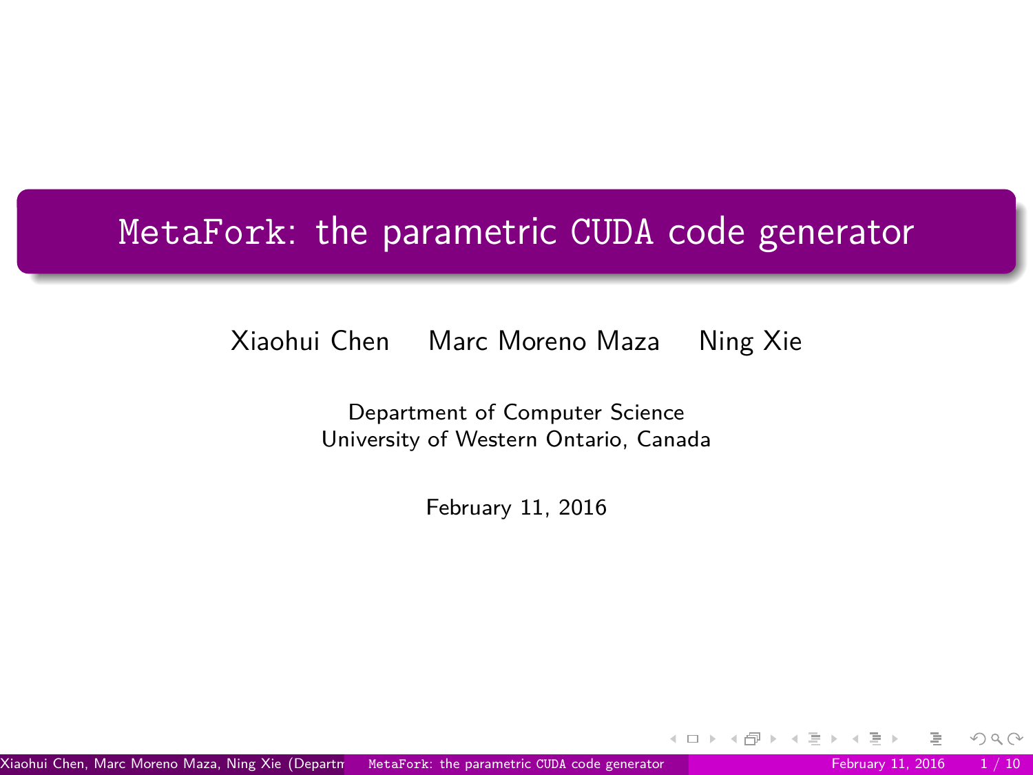# `MetaFork`: the parametric CUDA code generator

Xiaohui Chen Marc Moreno Maza Ning Xie

Department of Computer Science
University of Western Ontario, Canada

February 11, 2016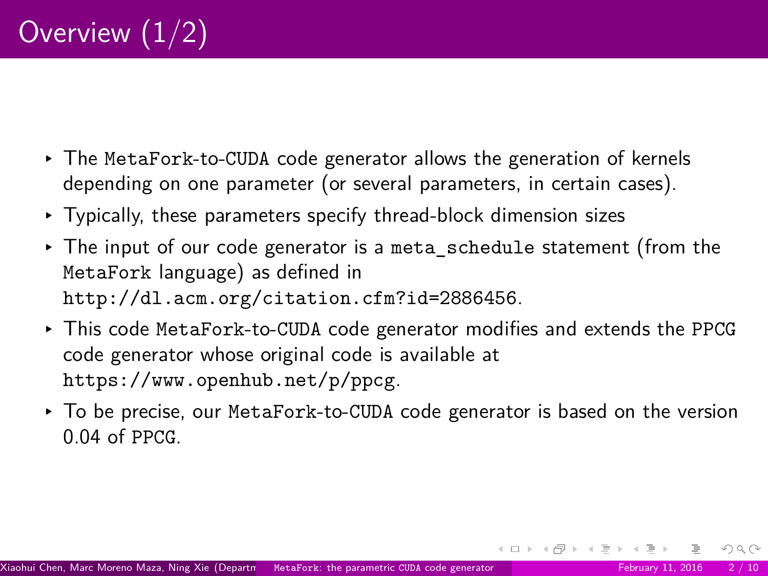# Overview (1/2)

- The `MetaFork`-to-`CUDA` code generator allows the generation of kernels depending on one parameter (or several parameters, in certain cases).
- Typically, these parameters specify thread-block dimension sizes
- The input of our code generator is a `meta_schedule` statement (from the `MetaFork` language) as defined in `http://dl.acm.org/citation.cfm?id=2886456`.
- This code `MetaFork`-to-`CUDA` code generator modifies and extends the `PPCG` code generator whose original code is available at `https://www.openhub.net/p/ppcg`.
- To be precise, our `MetaFork`-to-`CUDA` code generator is based on the version 0.04 of `PPCG`.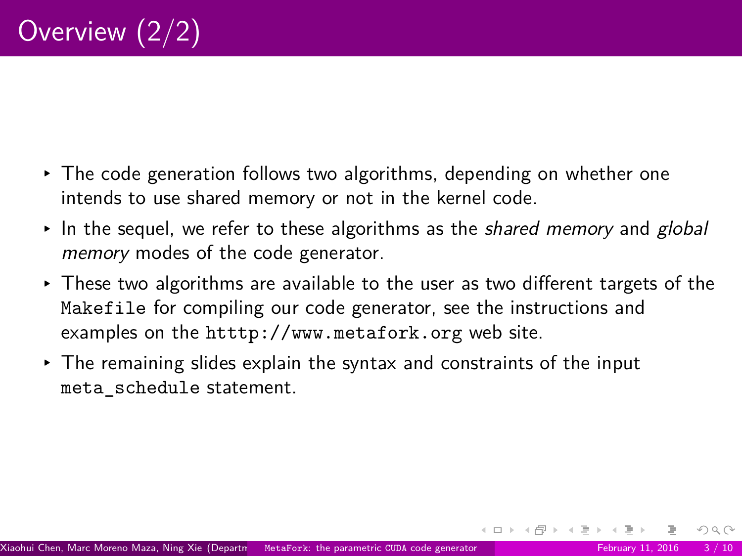# Overview (2/2)

- The code generation follows two algorithms, depending on whether one intends to use shared memory or not in the kernel code.
- In the sequel, we refer to these algorithms as the *shared memory* and *global memory* modes of the code generator.
- These two algorithms are available to the user as two different targets of the `Makefile` for compiling our code generator, see the instructions and examples on the `htttp://www.metafork.org` web site.
- The remaining slides explain the syntax and constraints of the input `meta_schedule` statement.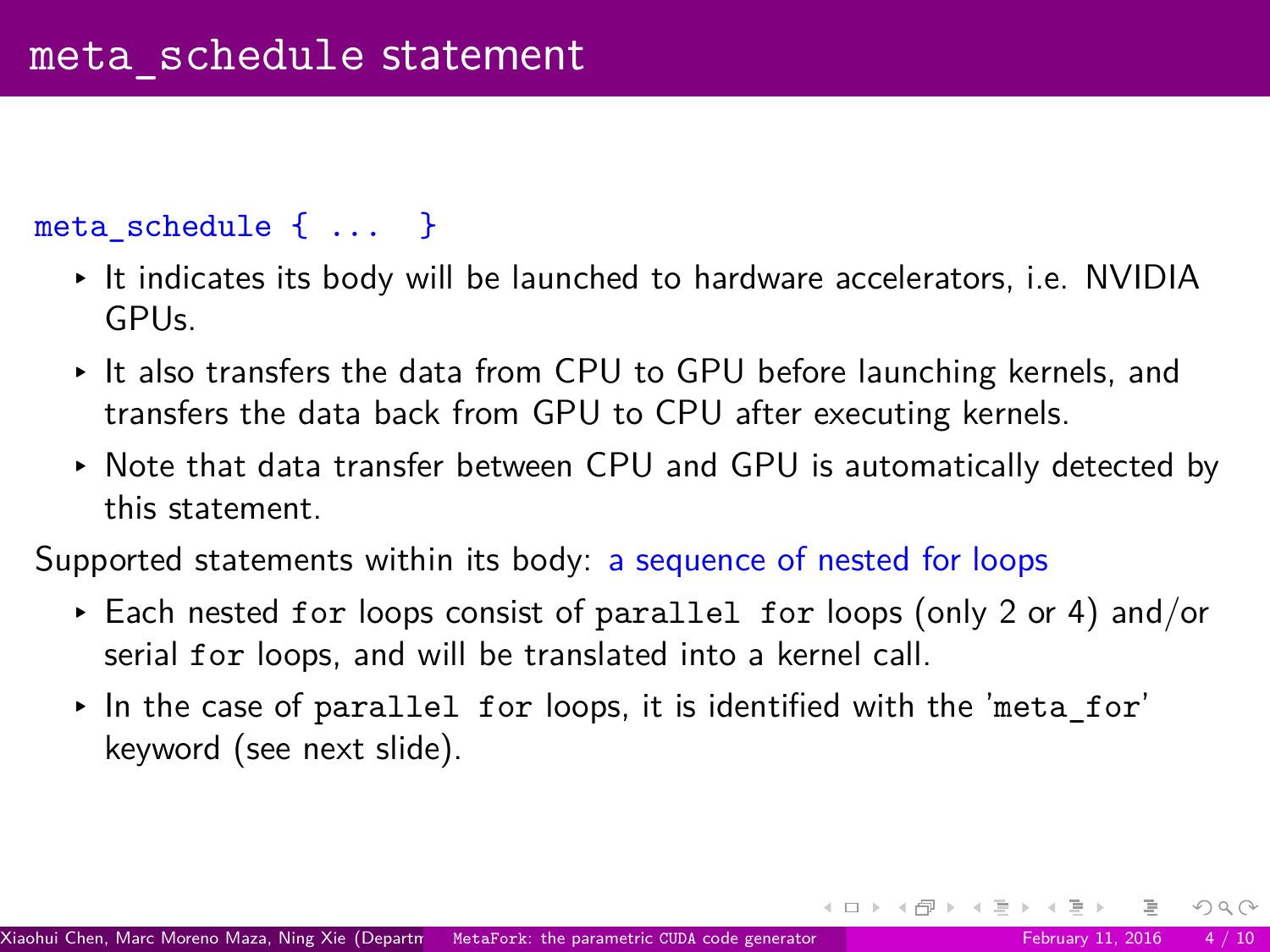# meta_schedule statement

`meta_schedule { ... }`

- It indicates its body will be launched to hardware accelerators, i.e. NVIDIA GPUs.
- It also transfers the data from CPU to GPU before launching kernels, and transfers the data back from GPU to CPU after executing kernels.
- Note that data transfer between CPU and GPU is automatically detected by this statement.

Supported statements within its body: a sequence of nested for loops

- Each nested `for` loops consist of `parallel for` loops (only 2 or 4) and/or serial `for` loops, and will be translated into a kernel call.
- In the case of `parallel for` loops, it is identified with the '`meta_for`' keyword (see next slide).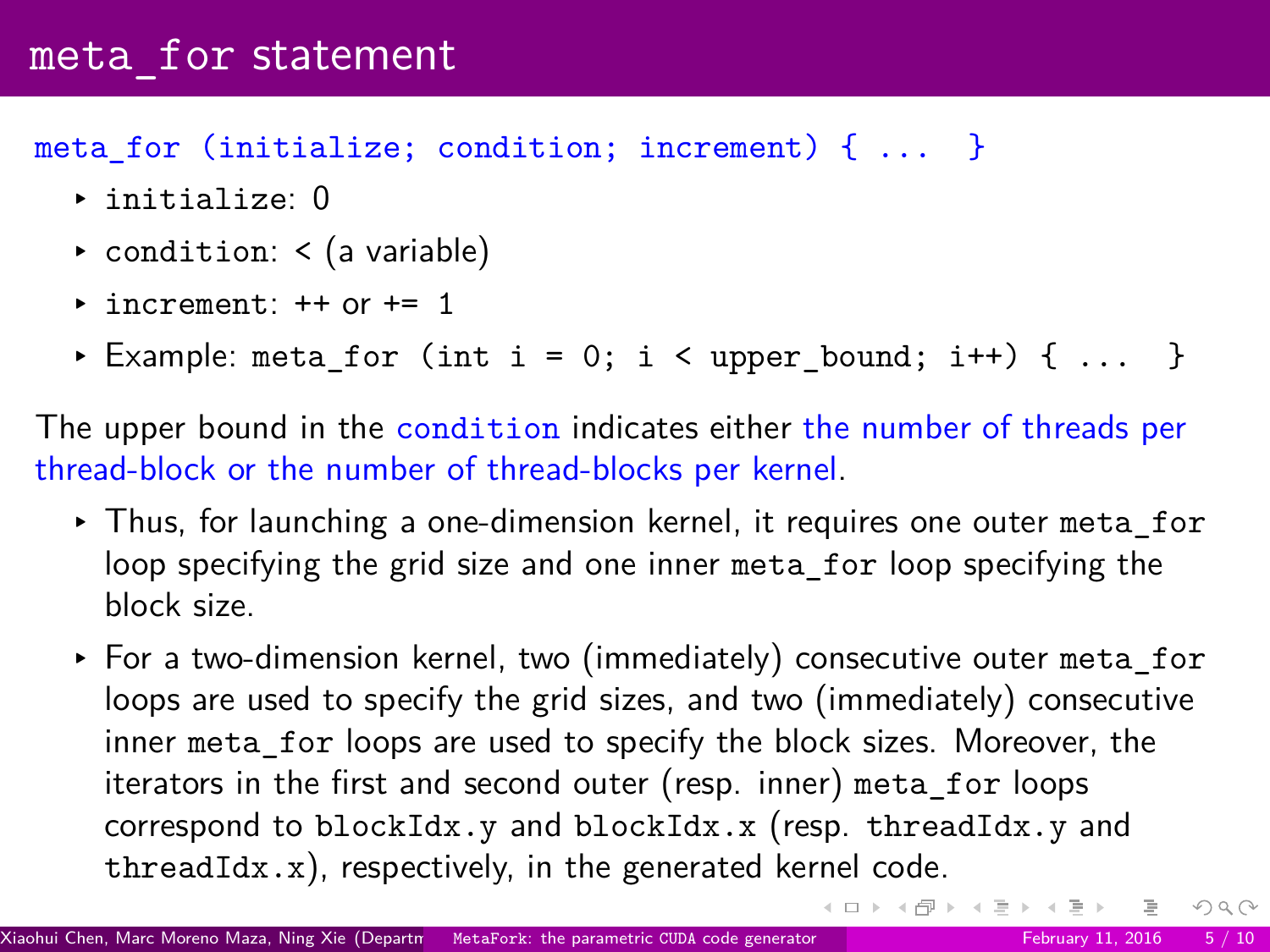# meta_for statement

`meta_for (initialize; condition; increment) { ... }`

- `initialize`: 0
- `condition`: < (a variable)
- `increment`: ++ or += 1
- Example: `meta_for (int i = 0; i < upper_bound; i++) { ... }`

The upper bound in the `condition` indicates either the number of threads per thread-block or the number of thread-blocks per kernel.

- Thus, for launching a one-dimension kernel, it requires one outer `meta_for` loop specifying the grid size and one inner `meta_for` loop specifying the block size.
- For a two-dimension kernel, two (immediately) consecutive outer `meta_for` loops are used to specify the grid sizes, and two (immediately) consecutive inner `meta_for` loops are used to specify the block sizes. Moreover, the iterators in the first and second outer (resp. inner) `meta_for` loops correspond to `blockIdx.y` and `blockIdx.x` (resp. `threadIdx.y` and `threadIdx.x`), respectively, in the generated kernel code.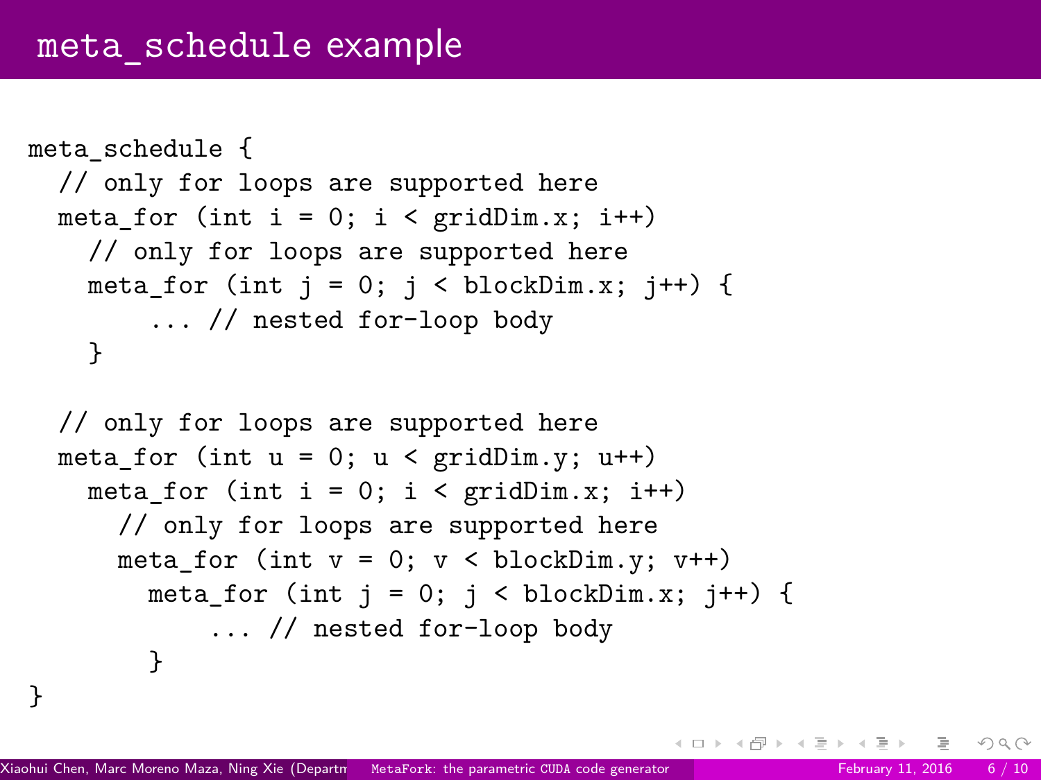# meta_schedule example

```
meta_schedule {
  // only for loops are supported here
  meta_for (int i = 0; i < gridDim.x; i++)
    // only for loops are supported here
    meta_for (int j = 0; j < blockDim.x; j++) {
        ... // nested for-loop body
    }

  // only for loops are supported here
  meta_for (int u = 0; u < gridDim.y; u++)
    meta_for (int i = 0; i < gridDim.x; i++)
      // only for loops are supported here
      meta_for (int v = 0; v < blockDim.y; v++)
        meta_for (int j = 0; j < blockDim.x; j++) {
            ... // nested for-loop body
        }
}
```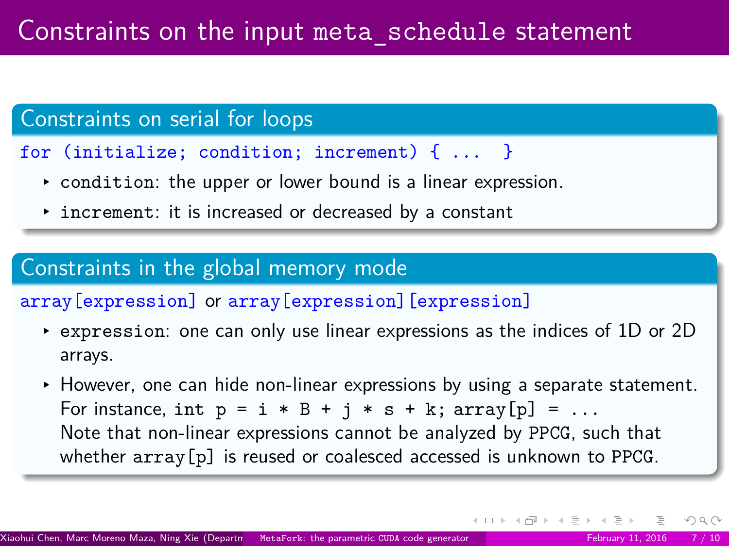# Constraints on the input `meta_schedule` statement

## Constraints on serial for loops

`for (initialize; condition; increment) { ... }`

- `condition`: the upper or lower bound is a linear expression.
- `increment`: it is increased or decreased by a constant

## Constraints in the global memory mode

`array[expression]` or `array[expression][expression]`

- `expression`: one can only use linear expressions as the indices of 1D or 2D arrays.
- However, one can hide non-linear expressions by using a separate statement. For instance, `int p = i * B + j * s + k; array[p] = ...`
  Note that non-linear expressions cannot be analyzed by PPCG, such that whether `array[p]` is reused or coalesced accessed is unknown to PPCG.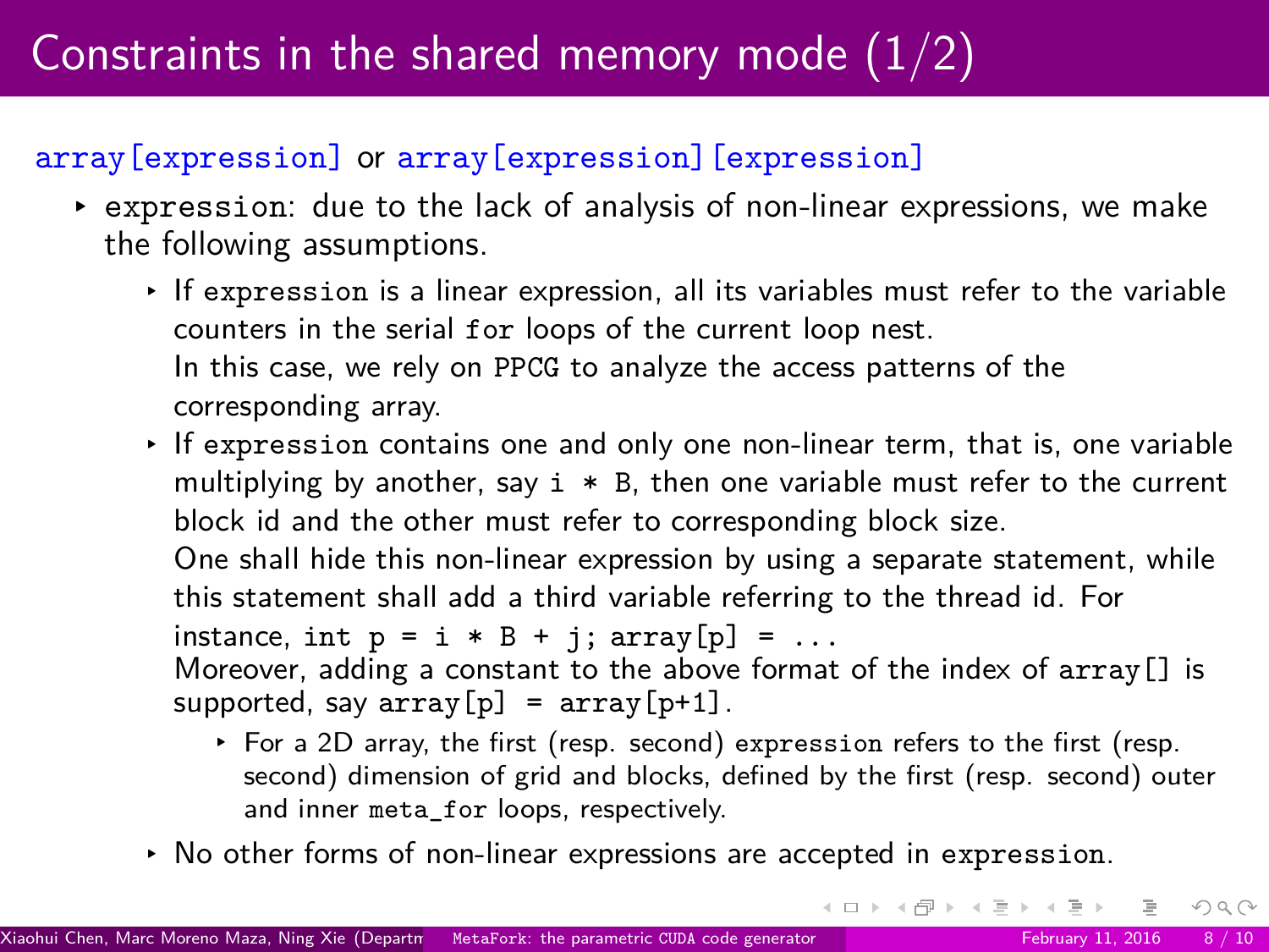# Constraints in the shared memory mode (1/2)

`array[expression]` or `array[expression][expression]`

- `expression`: due to the lack of analysis of non-linear expressions, we make the following assumptions.
  - If `expression` is a linear expression, all its variables must refer to the variable counters in the serial `for` loops of the current loop nest.
    In this case, we rely on PPCG to analyze the access patterns of the corresponding array.
  - If `expression` contains one and only one non-linear term, that is, one variable multiplying by another, say `i * B`, then one variable must refer to the current block id and the other must refer to corresponding block size.
    One shall hide this non-linear expression by using a separate statement, while this statement shall add a third variable referring to the thread id. For instance, `int p = i * B + j; array[p] = ...`
    Moreover, adding a constant to the above format of the index of `array[]` is supported, say `array[p] = array[p+1]`.
    - For a 2D array, the first (resp. second) `expression` refers to the first (resp. second) dimension of grid and blocks, defined by the first (resp. second) outer and inner `meta_for` loops, respectively.
  - No other forms of non-linear expressions are accepted in `expression`.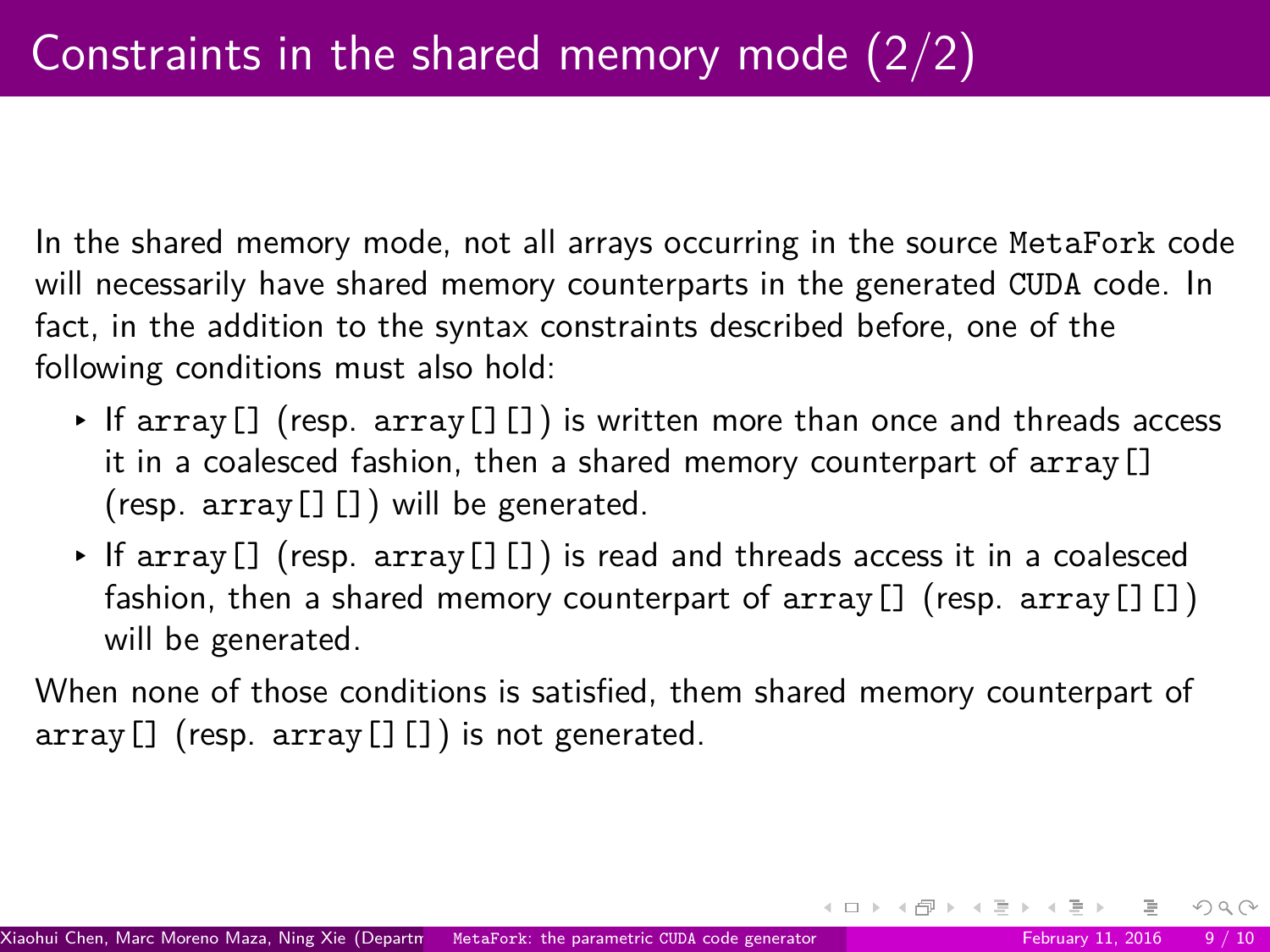# Constraints in the shared memory mode (2/2)

In the shared memory mode, not all arrays occurring in the source `MetaFork` code will necessarily have shared memory counterparts in the generated `CUDA` code. In fact, in the addition to the syntax constraints described before, one of the following conditions must also hold:

- If `array[]` (resp. `array[][]`) is written more than once and threads access it in a coalesced fashion, then a shared memory counterpart of `array[]` (resp. `array[][]`) will be generated.
- If `array[]` (resp. `array[][]`) is read and threads access it in a coalesced fashion, then a shared memory counterpart of `array[]` (resp. `array[][]`) will be generated.

When none of those conditions is satisfied, them shared memory counterpart of `array[]` (resp. `array[][]`) is not generated.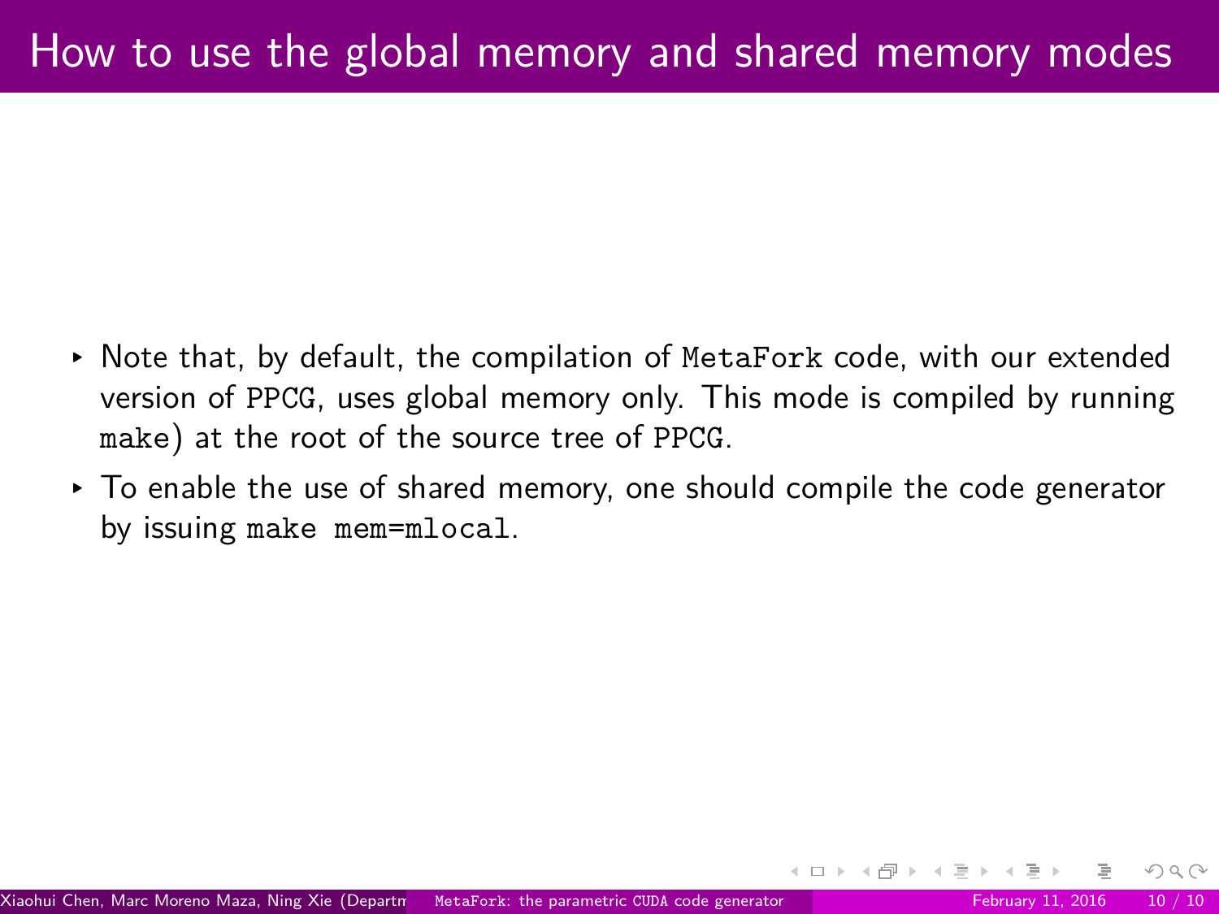# How to use the global memory and shared memory modes

- Note that, by default, the compilation of `MetaFork` code, with our extended version of `PPCG`, uses global memory only. This mode is compiled by running `make`) at the root of the source tree of `PPCG`.
- To enable the use of shared memory, one should compile the code generator by issuing `make mem=mlocal`.